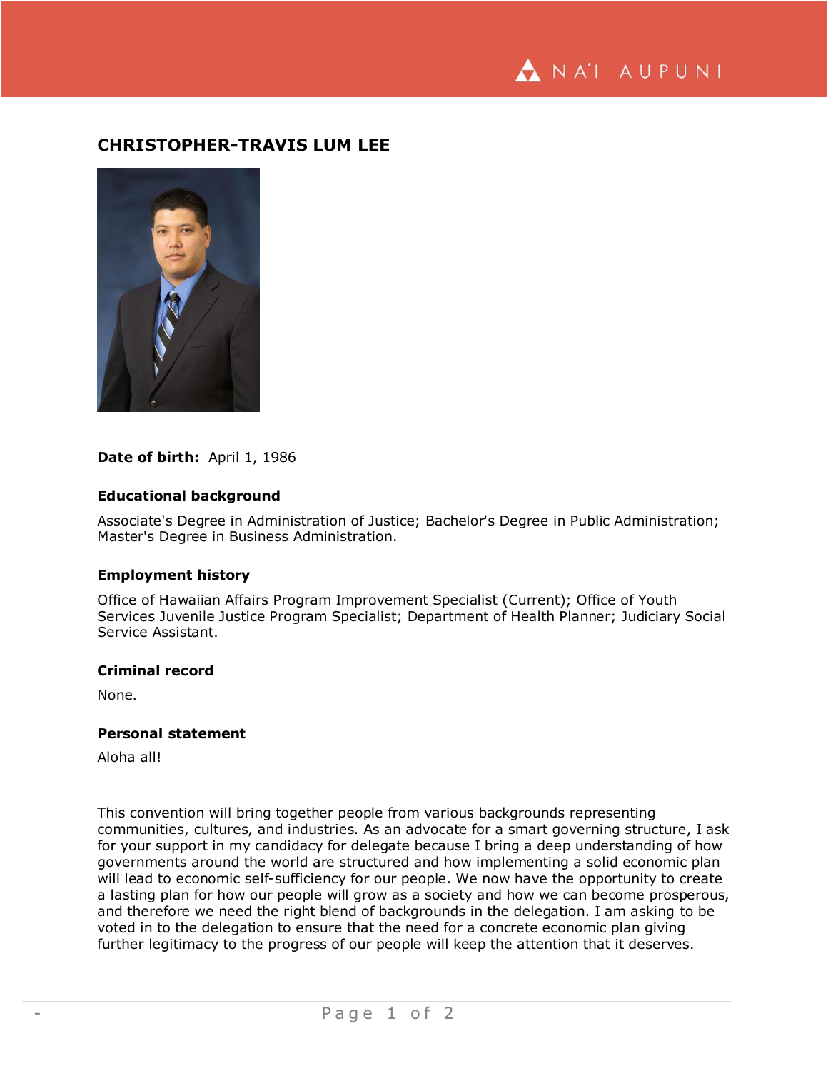# CHRISTOPHER-TRAVIS LUM LEE

**Date of birth:** April 1, 1986

### Educational background

Associate's Degree in Administration of Justice; Bachelor's Degree in Public Administration; Master's Degree in Business Administration.

### Employment history

Office of Hawaiian Affairs Program Improvement Specialist (Current); Office of Youth Services Juvenile Justice Program Specialist; Department of Health Planner; Judiciary Social Service Assistant.

### Criminal record

None.

### Personal statement

Aloha all!

This convention will bring together people from various backgrounds representing communities, cultures, and industries. As an advocate for a smart governing structure, I ask for your support in my candidacy for delegate because I bring a deep understanding of how governments around the world are structured and how implementing a solid economic plan will lead to economic self-sufficiency for our people. We now have the opportunity to create a lasting plan for how our people will grow as a society and how we can become prosperous, and therefore we need the right blend of backgrounds in the delegation. I am asking to be voted in to the delegation to ensure that the need for a concrete economic plan giving further legitimacy to the progress of our people will keep the attention that it deserves.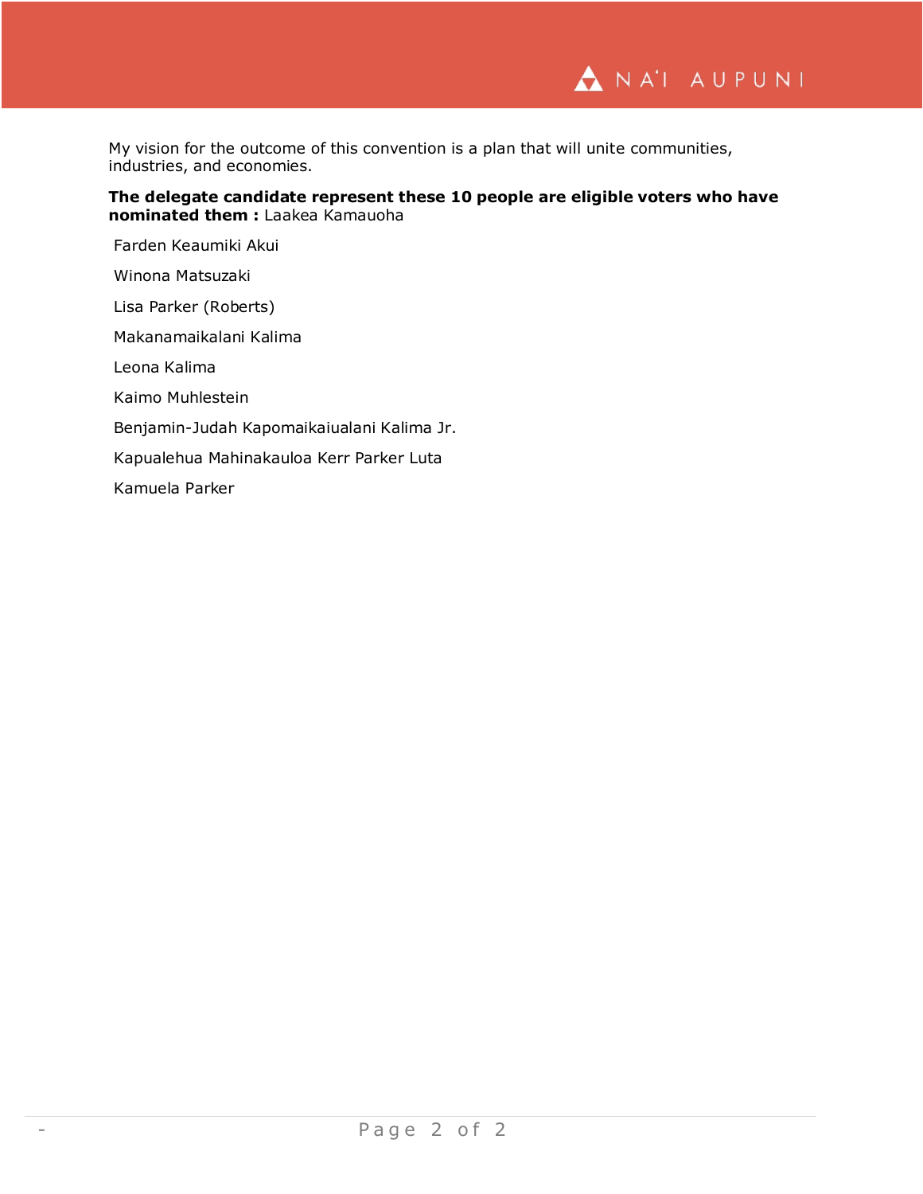My vision for the outcome of this convention is a plan that will unite communities, industries, and economies.

**The delegate candidate represent these 10 people are eligible voters who have nominated them :** Laakea Kamauoha

Farden Keaumiki Akui

Winona Matsuzaki

Lisa Parker (Roberts)

Makanamaikalani Kalima

Leona Kalima

Kaimo Muhlestein

Benjamin-Judah Kapomaikaiualani Kalima Jr.

Kapualehua Mahinakauloa Kerr Parker Luta

Kamuela Parker